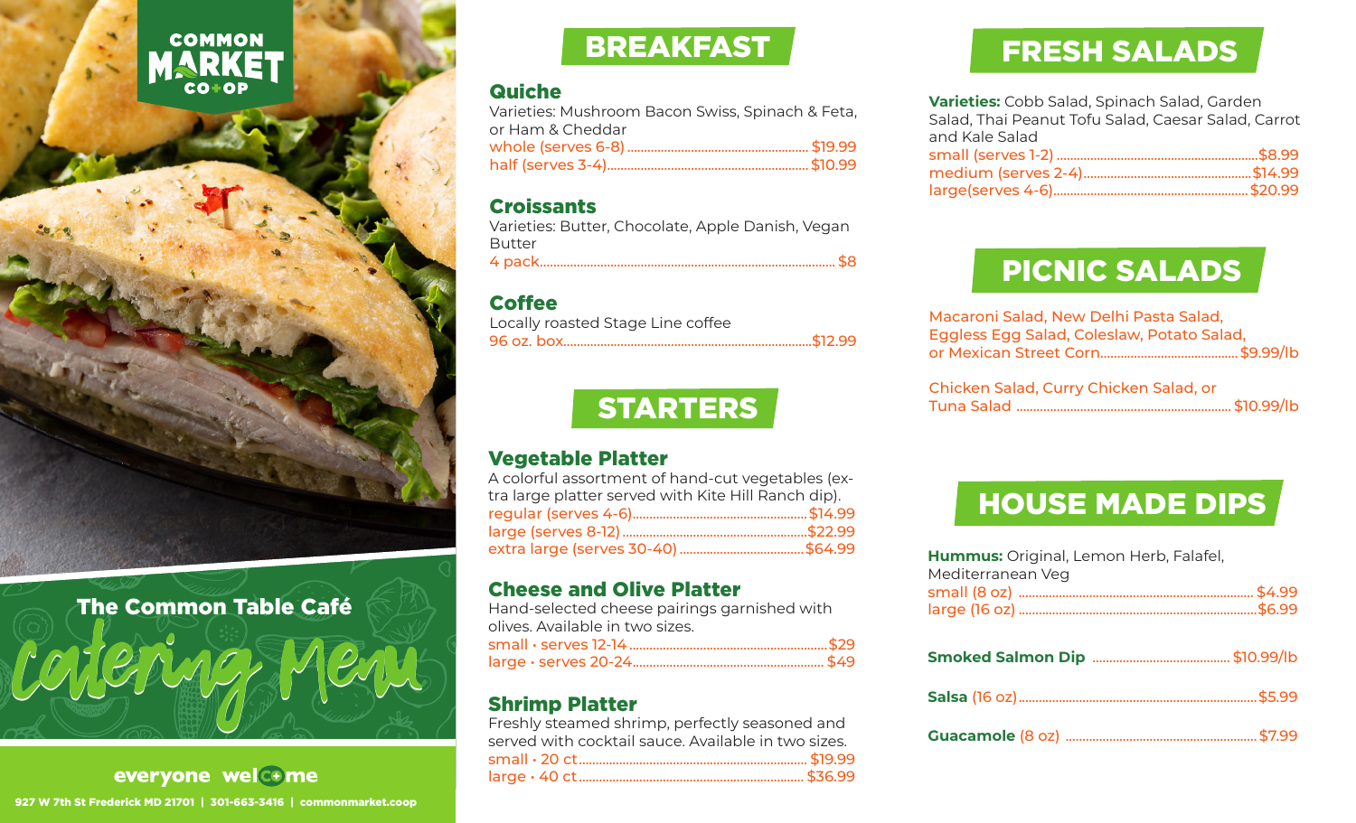COMMON MARKET CO+OP

## The Common Table Café

# Catering Menu

everyone welcome

927 W 7th St Frederick MD 21701 | 301-663-3416 | commonmarket.coop

## BREAKFAST

### Quiche

Varieties: Mushroom Bacon Swiss, Spinach & Feta, or Ham & Cheddar

whole (serves 6-8) ........ $19.99
half (serves 3-4) ........ $10.99

### Croissants

Varieties: Butter, Chocolate, Apple Danish, Vegan Butter

4 pack ........ $8

### Coffee

Locally roasted Stage Line coffee

96 oz. box ........ $12.99

## STARTERS

### Vegetable Platter

A colorful assortment of hand-cut vegetables (extra large platter served with Kite Hill Ranch dip).

regular (serves 4-6) ........ $14.99
large (serves 8-12) ........ $22.99
extra large (serves 30-40) ........ $64.99

### Cheese and Olive Platter

Hand-selected cheese pairings garnished with olives. Available in two sizes.

small • serves 12-14 ........ $29
large • serves 20-24 ........ $49

### Shrimp Platter

Freshly steamed shrimp, perfectly seasoned and served with cocktail sauce. Available in two sizes.

small • 20 ct ........ $19.99
large • 40 ct ........ $36.99

## FRESH SALADS

**Varieties:** Cobb Salad, Spinach Salad, Garden Salad, Thai Peanut Tofu Salad, Caesar Salad, Carrot and Kale Salad

small (serves 1-2) ........ $8.99
medium (serves 2-4) ........ $14.99
large(serves 4-6) ........ $20.99

## PICNIC SALADS

Macaroni Salad, New Delhi Pasta Salad, Eggless Egg Salad, Coleslaw, Potato Salad, or Mexican Street Corn ........ $9.99/lb

Chicken Salad, Curry Chicken Salad, or Tuna Salad ........ $10.99/lb

## HOUSE MADE DIPS

**Hummus:** Original, Lemon Herb, Falafel, Mediterranean Veg

small (8 oz) ........ $4.99
large (16 oz) ........ $6.99

**Smoked Salmon Dip** ........ $10.99/lb

**Salsa** (16 oz) ........ $5.99

**Guacamole** (8 oz) ........ $7.99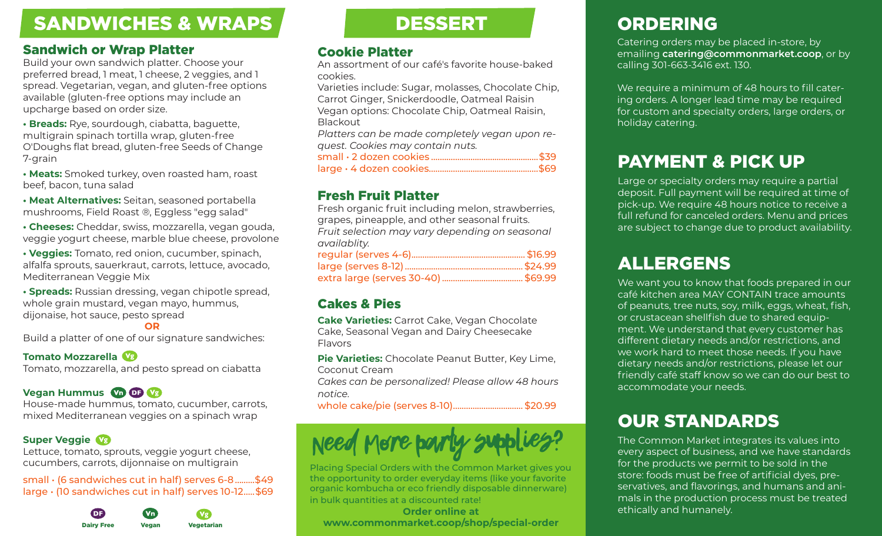# SANDWICHES & WRAPS

## Sandwich or Wrap Platter

Build your own sandwich platter. Choose your preferred bread, 1 meat, 1 cheese, 2 veggies, and 1 spread. Vegetarian, vegan, and gluten-free options available (gluten-free options may include an upcharge based on order size.

- **Breads:** Rye, sourdough, ciabatta, baguette, multigrain spinach tortilla wrap, gluten-free O'Doughs flat bread, gluten-free Seeds of Change 7-grain
- **Meats:** Smoked turkey, oven roasted ham, roast beef, bacon, tuna salad
- **Meat Alternatives:** Seitan, seasoned portabella mushrooms, Field Roast ®, Eggless "egg salad"
- **Cheeses:** Cheddar, swiss, mozzarella, vegan gouda, veggie yogurt cheese, marble blue cheese, provolone
- **Veggies:** Tomato, red onion, cucumber, spinach, alfalfa sprouts, sauerkraut, carrots, lettuce, avocado, Mediterranean Veggie Mix
- **Spreads:** Russian dressing, vegan chipotle spread, whole grain mustard, vegan mayo, hummus, dijonaise, hot sauce, pesto spread

**OR**

Build a platter of one of our signature sandwiches:

**Tomato Mozzarella** Vg
Tomato, mozzarella, and pesto spread on ciabatta

**Vegan Hummus** Vn DF Vg
House-made hummus, tomato, cucumber, carrots, mixed Mediterranean veggies on a spinach wrap

**Super Veggie** Vg
Lettuce, tomato, sprouts, veggie yogurt cheese, cucumbers, carrots, dijonnaise on multigrain

small • (6 sandwiches cut in half) serves 6-8 .........$49
large • (10 sandwiches cut in half) serves 10-12.....$69

DF Dairy Free | Vn Vegan | Vg Vegetarian

# DESSERT

## Cookie Platter

An assortment of our café's favorite house-baked cookies.

Varieties include: Sugar, molasses, Chocolate Chip, Carrot Ginger, Snickerdoodle, Oatmeal Raisin
Vegan options: Chocolate Chip, Oatmeal Raisin, Blackout

*Platters can be made completely vegan upon request. Cookies may contain nuts.*

small • 2 dozen cookies .......... $39
large • 4 dozen cookies.......... $69

## Fresh Fruit Platter

Fresh organic fruit including melon, strawberries, grapes, pineapple, and other seasonal fruits.
*Fruit selection may vary depending on seasonal availablity.*

regular (serves 4-6).......... $16.99
large (serves 8-12).......... $24.99
extra large (serves 30-40) .......... $69.99

## Cakes & Pies

**Cake Varieties:** Carrot Cake, Vegan Chocolate Cake, Seasonal Vegan and Dairy Cheesecake Flavors

**Pie Varieties:** Chocolate Peanut Butter, Key Lime, Coconut Cream

*Cakes can be personalized! Please allow 48 hours notice.*

whole cake/pie (serves 8-10).......... $20.99

## Need More party supplies?

Placing Special Orders with the Common Market gives you the opportunity to order everyday items (like your favorite organic kombucha or eco friendly disposable dinnerware) in bulk quantities at a discounted rate!

**Order online at www.commonmarket.coop/shop/special-order**

# ORDERING

Catering orders may be placed in-store, by emailing **catering@commonmarket.coop**, or by calling 301-663-3416 ext. 130.

We require a minimum of 48 hours to fill catering orders. A longer lead time may be required for custom and specialty orders, large orders, or holiday catering.

# PAYMENT & PICK UP

Large or specialty orders may require a partial deposit. Full payment will be required at time of pick-up. We require 48 hours notice to receive a full refund for canceled orders. Menu and prices are subject to change due to product availability.

# ALLERGENS

We want you to know that foods prepared in our café kitchen area MAY CONTAIN trace amounts of peanuts, tree nuts, soy, milk, eggs, wheat, fish, or crustacean shellfish due to shared equipment. We understand that every customer has different dietary needs and/or restrictions, and we work hard to meet those needs. If you have dietary needs and/or restrictions, please let our friendly café staff know so we can do our best to accommodate your needs.

# OUR STANDARDS

The Common Market integrates its values into every aspect of business, and we have standards for the products we permit to be sold in the store: foods must be free of artificial dyes, preservatives, and flavorings, and humans and animals in the production process must be treated ethically and humanely.